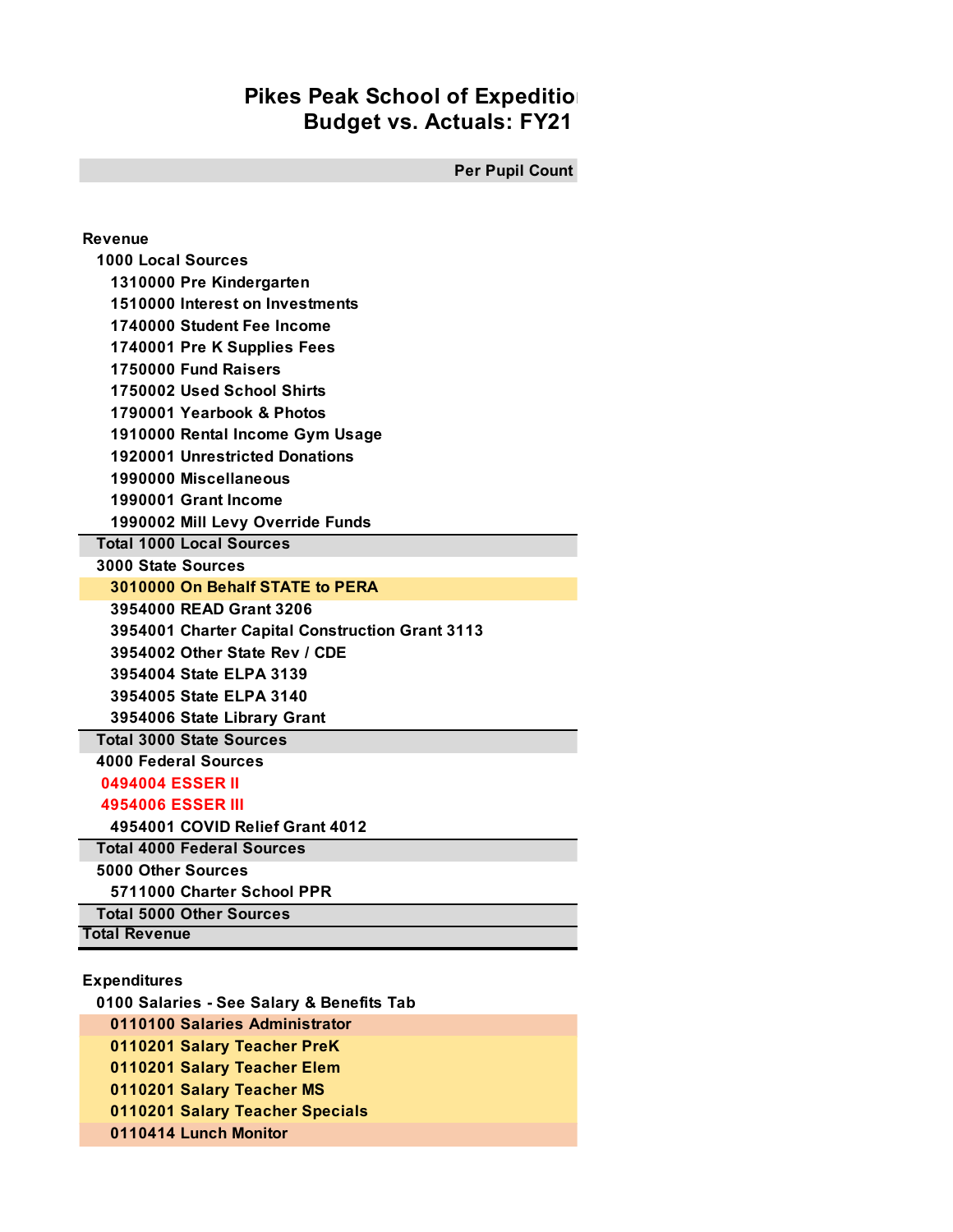# Pikes Peak School of Expeditio

## Budget vs. Actuals: FY21

| | Per Pupil Count |
|---|---|
| **Revenue** | |
| 1000 Local Sources | |
| 1310000 Pre Kindergarten | |
| 1510000 Interest on Investments | |
| 1740000 Student Fee Income | |
| 1740001 Pre K Supplies Fees | |
| 1750000 Fund Raisers | |
| 1750002 Used School Shirts | |
| 1790001 Yearbook & Photos | |
| 1910000 Rental Income Gym Usage | |
| 1920001 Unrestricted Donations | |
| 1990000 Miscellaneous | |
| 1990001 Grant Income | |
| 1990002 Mill Levy Override Funds | |
| Total 1000 Local Sources | |
| 3000 State Sources | |
| 3010000 On Behalf STATE to PERA | |
| 3954000 READ Grant 3206 | |
| 3954001 Charter Capital Construction Grant 3113 | |
| 3954002 Other State Rev / CDE | |
| 3954004 State ELPA 3139 | |
| 3954005 State ELPA 3140 | |
| 3954006 State Library Grant | |
| Total 3000 State Sources | |
| 4000 Federal Sources | |
| 0494004 ESSER II | |
| 4954006 ESSER III | |
| 4954001 COVID Relief Grant 4012 | |
| Total 4000 Federal Sources | |
| 5000 Other Sources | |
| 5711000 Charter School PPR | |
| Total 5000 Other Sources | |
| Total Revenue | |
| **Expenditures** | |
| 0100 Salaries - See Salary & Benefits Tab | |
| 0110100 Salaries Administrator | |
| 0110201 Salary Teacher PreK | |
| 0110201 Salary Teacher Elem | |
| 0110201 Salary Teacher MS | |
| 0110201 Salary Teacher Specials | |
| 0110414 Lunch Monitor | |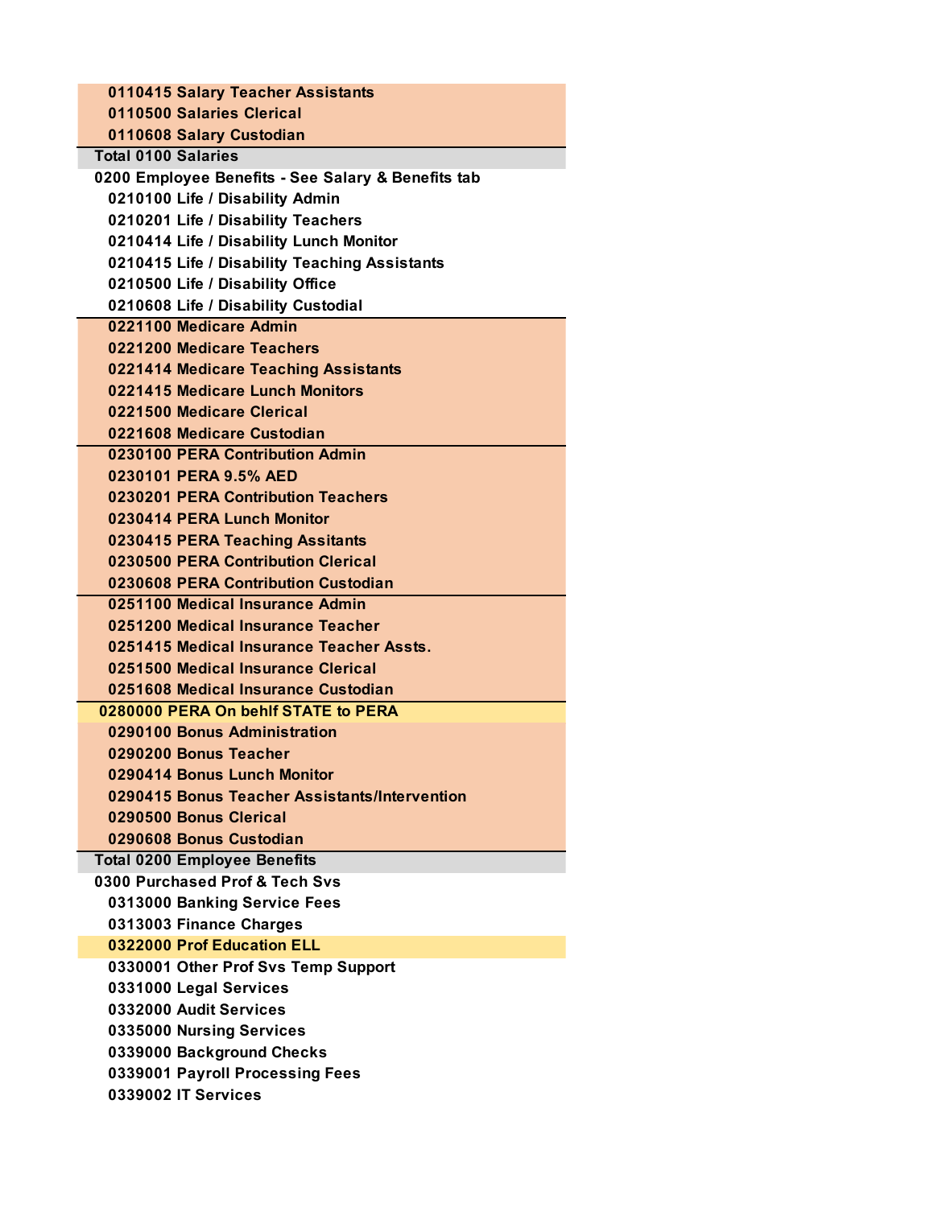0110415 Salary Teacher Assistants
0110500 Salaries Clerical
0110608 Salary Custodian

**Total 0100 Salaries**

**0200 Employee Benefits - See Salary & Benefits tab**

0210100 Life / Disability Admin
0210201 Life / Disability Teachers
0210414 Life / Disability Lunch Monitor
0210415 Life / Disability Teaching Assistants
0210500 Life / Disability Office
0210608 Life / Disability Custodial
0221100 Medicare Admin
0221200 Medicare Teachers
0221414 Medicare Teaching Assistants
0221415 Medicare Lunch Monitors
0221500 Medicare Clerical
0221608 Medicare Custodian
0230100 PERA Contribution Admin
0230101 PERA 9.5% AED
0230201 PERA Contribution Teachers
0230414 PERA Lunch Monitor
0230415 PERA Teaching Assitants
0230500 PERA Contribution Clerical
0230608 PERA Contribution Custodian
0251100 Medical Insurance Admin
0251200 Medical Insurance Teacher
0251415 Medical Insurance Teacher Assts.
0251500 Medical Insurance Clerical
0251608 Medical Insurance Custodian
0280000 PERA On behlf STATE to PERA
0290100 Bonus Administration
0290200 Bonus Teacher
0290414 Bonus Lunch Monitor
0290415 Bonus Teacher Assistants/Intervention
0290500 Bonus Clerical
0290608 Bonus Custodian

**Total 0200 Employee Benefits**

**0300 Purchased Prof & Tech Svs**

0313000 Banking Service Fees
0313003 Finance Charges
0322000 Prof Education ELL
0330001 Other Prof Svs Temp Support
0331000 Legal Services
0332000 Audit Services
0335000 Nursing Services
0339000 Background Checks
0339001 Payroll Processing Fees
0339002 IT Services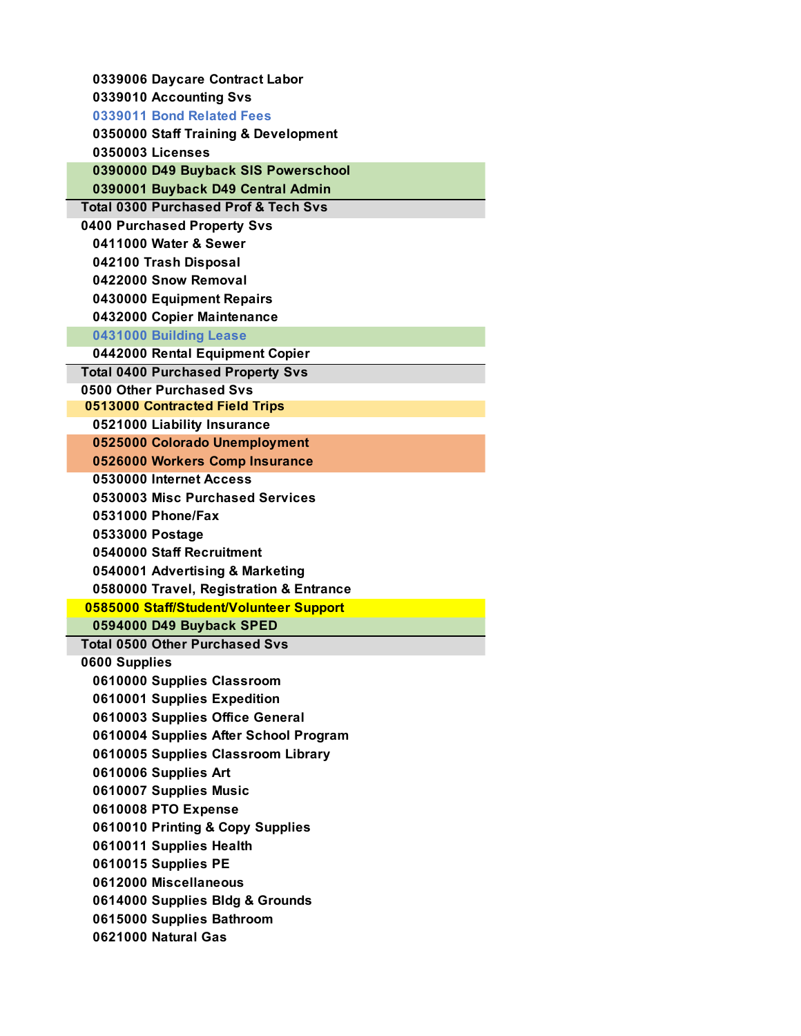0339006 Daycare Contract Labor
0339010 Accounting Svs
0339011 Bond Related Fees
0350000 Staff Training & Development
0350003 Licenses
0390000 D49 Buyback SIS Powerschool
0390001 Buyback D49 Central Admin
Total 0300 Purchased Prof & Tech Svs
0400 Purchased Property Svs
0411000 Water & Sewer
042100 Trash Disposal
0422000 Snow Removal
0430000 Equipment Repairs
0432000 Copier Maintenance
0431000 Building Lease
0442000 Rental Equipment Copier
Total 0400 Purchased Property Svs
0500 Other Purchased Svs
0513000 Contracted Field Trips
0521000 Liability Insurance
0525000 Colorado Unemployment
0526000 Workers Comp Insurance
0530000 Internet Access
0530003 Misc Purchased Services
0531000 Phone/Fax
0533000 Postage
0540000 Staff Recruitment
0540001 Advertising & Marketing
0580000 Travel, Registration & Entrance
0585000 Staff/Student/Volunteer Support
0594000 D49 Buyback SPED
Total 0500 Other Purchased Svs
0600 Supplies
0610000 Supplies Classroom
0610001 Supplies Expedition
0610003 Supplies Office General
0610004 Supplies After School Program
0610005 Supplies Classroom Library
0610006 Supplies Art
0610007 Supplies Music
0610008 PTO Expense
0610010 Printing & Copy Supplies
0610011 Supplies Health
0610015 Supplies PE
0612000 Miscellaneous
0614000 Supplies Bldg & Grounds
0615000 Supplies Bathroom
0621000 Natural Gas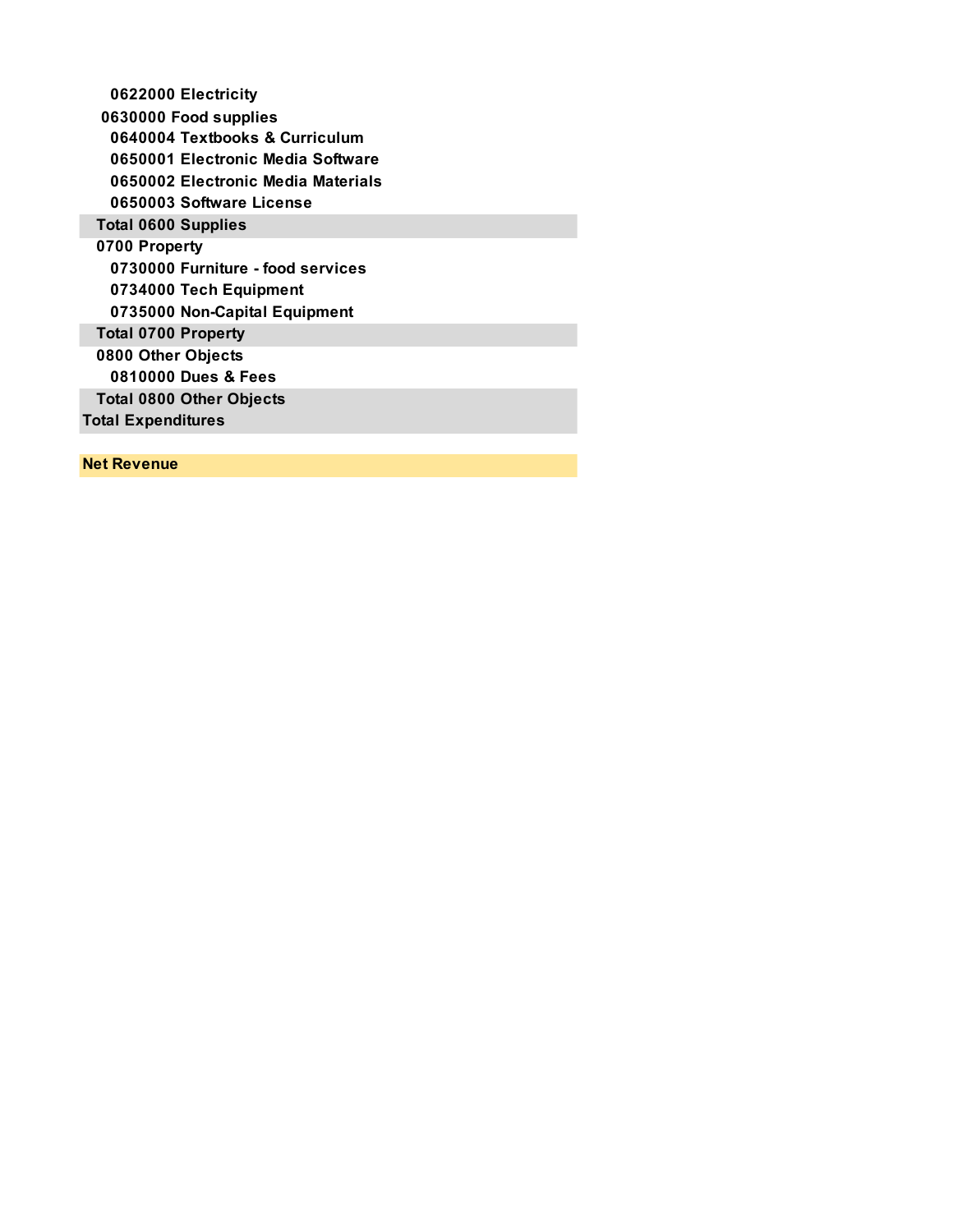| |
|---|
| 0622000 Electricity |
| 0630000 Food supplies |
| 0640004 Textbooks & Curriculum |
| 0650001 Electronic Media Software |
| 0650002 Electronic Media Materials |
| 0650003 Software License |
| **Total 0600 Supplies** |
| 0700 Property |
| 0730000 Furniture - food services |
| 0734000 Tech Equipment |
| 0735000 Non-Capital Equipment |
| **Total 0700 Property** |
| 0800 Other Objects |
| 0810000 Dues & Fees |
| **Total 0800 Other Objects** |
| **Total Expenditures** |
| |
| **Net Revenue** |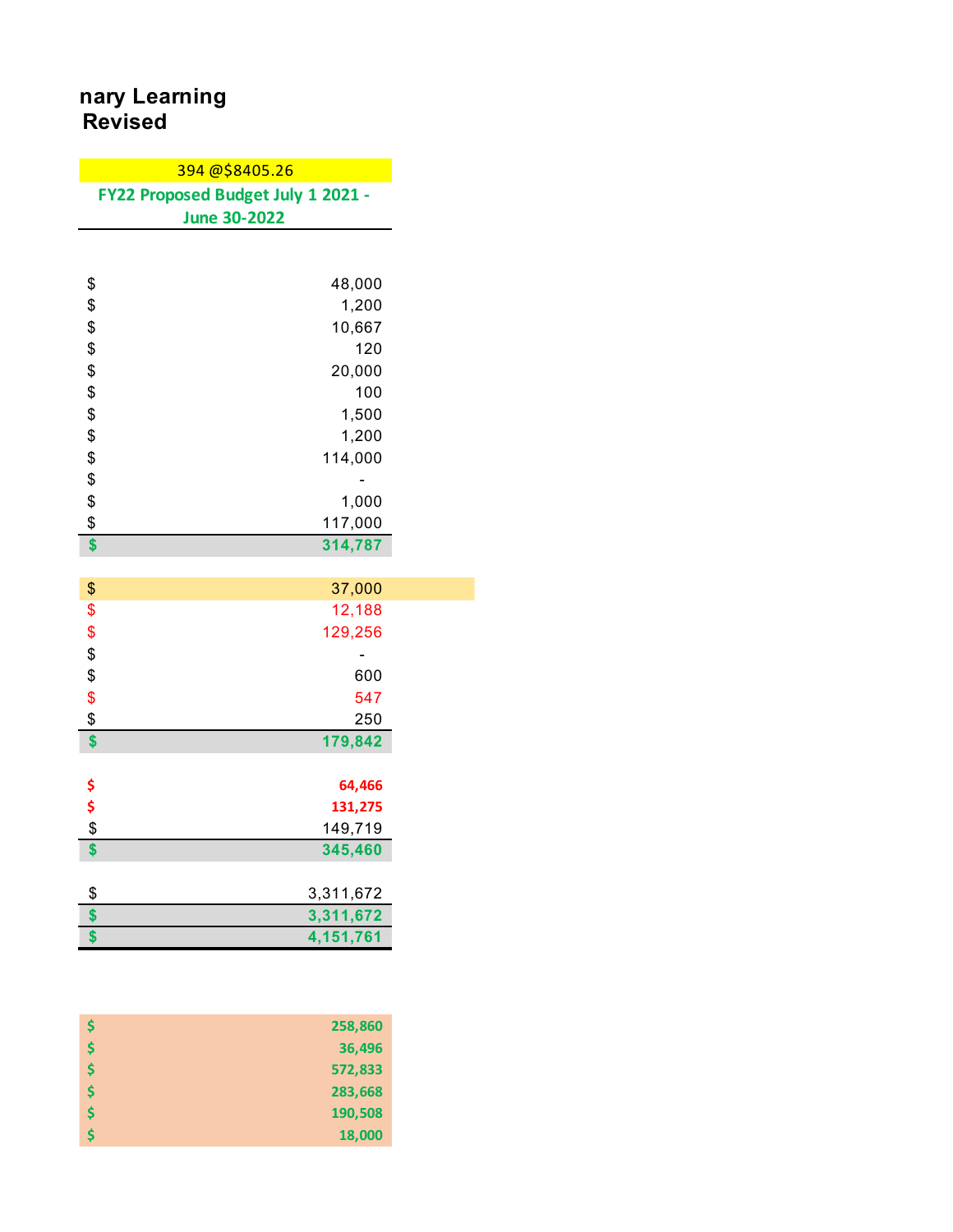**nary Learning**
**Revised**

| 394 @$8405.26 |
|---|
| **FY22 Proposed Budget July 1 2021 - June 30-2022** |
| |
| $ 48,000 |
| $ 1,200 |
| $ 10,667 |
| $ 120 |
| $ 20,000 |
| $ 100 |
| $ 1,500 |
| $ 1,200 |
| $ 114,000 |
| $ - |
| $ 1,000 |
| $ 117,000 |
| **$ 314,787** |
| |
| $ 37,000 |
| $ 12,188 |
| $ 129,256 |
| $ - |
| $ 600 |
| $ 547 |
| $ 250 |
| **$ 179,842** |
| |
| **$ 64,466** |
| **$ 131,275** |
| $ 149,719 |
| **$ 345,460** |
| |
| $ 3,311,672 |
| **$ 3,311,672** |
| **$ 4,151,761** |
| |
| **$ 258,860** |
| **$ 36,496** |
| **$ 572,833** |
| **$ 283,668** |
| **$ 190,508** |
| **$ 18,000** |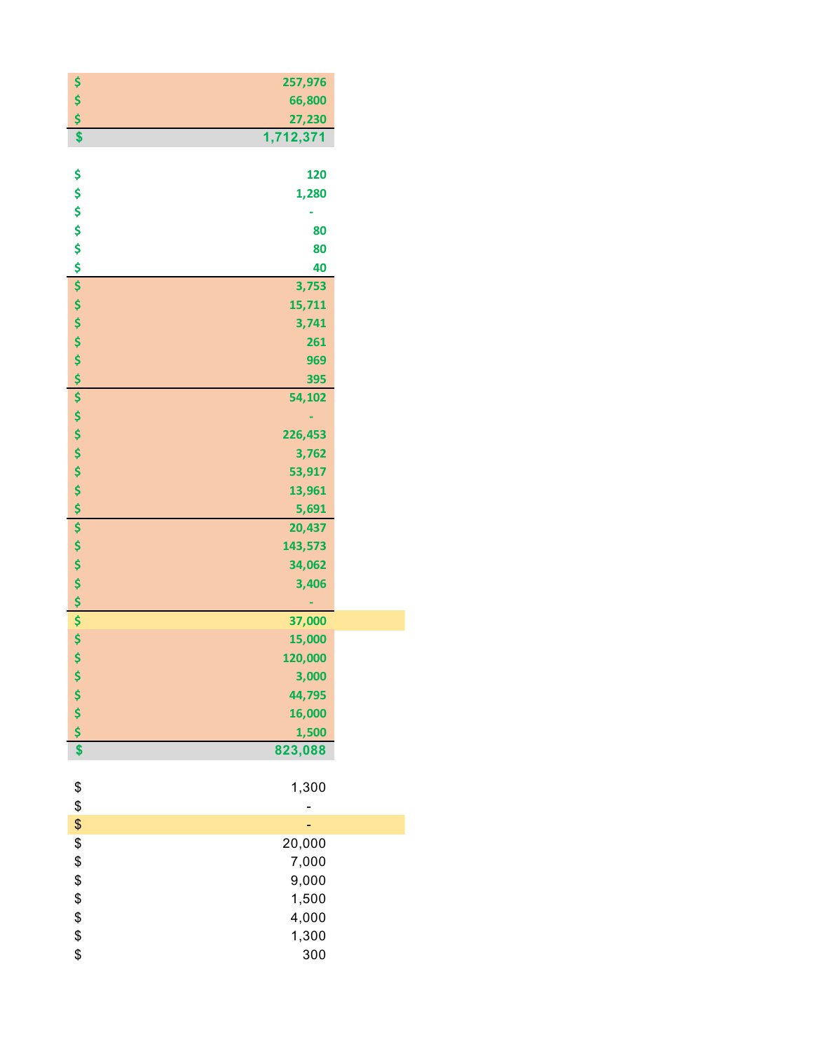| | |
|---|---|
| $ | 257,976 |
| $ | 66,800 |
| $ | 27,230 |
| $ | 1,712,371 |
| | |
| $ | 120 |
| $ | 1,280 |
| $ | - |
| $ | 80 |
| $ | 80 |
| $ | 40 |
| $ | 3,753 |
| $ | 15,711 |
| $ | 3,741 |
| $ | 261 |
| $ | 969 |
| $ | 395 |
| $ | 54,102 |
| $ | - |
| $ | 226,453 |
| $ | 3,762 |
| $ | 53,917 |
| $ | 13,961 |
| $ | 5,691 |
| $ | 20,437 |
| $ | 143,573 |
| $ | 34,062 |
| $ | 3,406 |
| $ | - |
| $ | 37,000 |
| $ | 15,000 |
| $ | 120,000 |
| $ | 3,000 |
| $ | 44,795 |
| $ | 16,000 |
| $ | 1,500 |
| $ | 823,088 |
| | |
| $ | 1,300 |
| $ | - |
| $ | - |
| $ | 20,000 |
| $ | 7,000 |
| $ | 9,000 |
| $ | 1,500 |
| $ | 4,000 |
| $ | 1,300 |
| $ | 300 |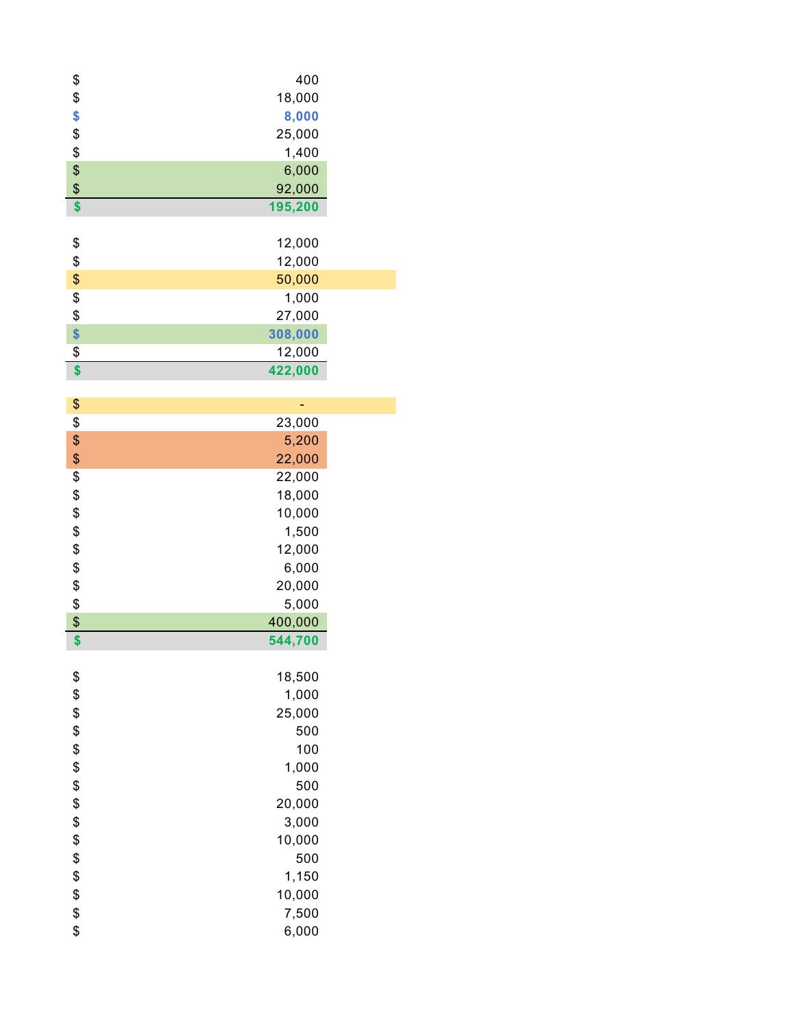| | |
|---|---:|
| $ | 400 |
| $ | 18,000 |
| **$** | **8,000** |
| $ | 25,000 |
| $ | 1,400 |
| $ | 6,000 |
| $ | 92,000 |
| **$** | **195,200** |
| | |
| $ | 12,000 |
| $ | 12,000 |
| $ | 50,000 |
| $ | 1,000 |
| $ | 27,000 |
| **$** | **308,000** |
| $ | 12,000 |
| **$** | **422,000** |
| | |
| $ | - |
| $ | 23,000 |
| $ | 5,200 |
| $ | 22,000 |
| $ | 22,000 |
| $ | 18,000 |
| $ | 10,000 |
| $ | 1,500 |
| $ | 12,000 |
| $ | 6,000 |
| $ | 20,000 |
| $ | 5,000 |
| $ | 400,000 |
| **$** | **544,700** |
| | |
| $ | 18,500 |
| $ | 1,000 |
| $ | 25,000 |
| $ | 500 |
| $ | 100 |
| $ | 1,000 |
| $ | 500 |
| $ | 20,000 |
| $ | 3,000 |
| $ | 10,000 |
| $ | 500 |
| $ | 1,150 |
| $ | 10,000 |
| $ | 7,500 |
| $ | 6,000 |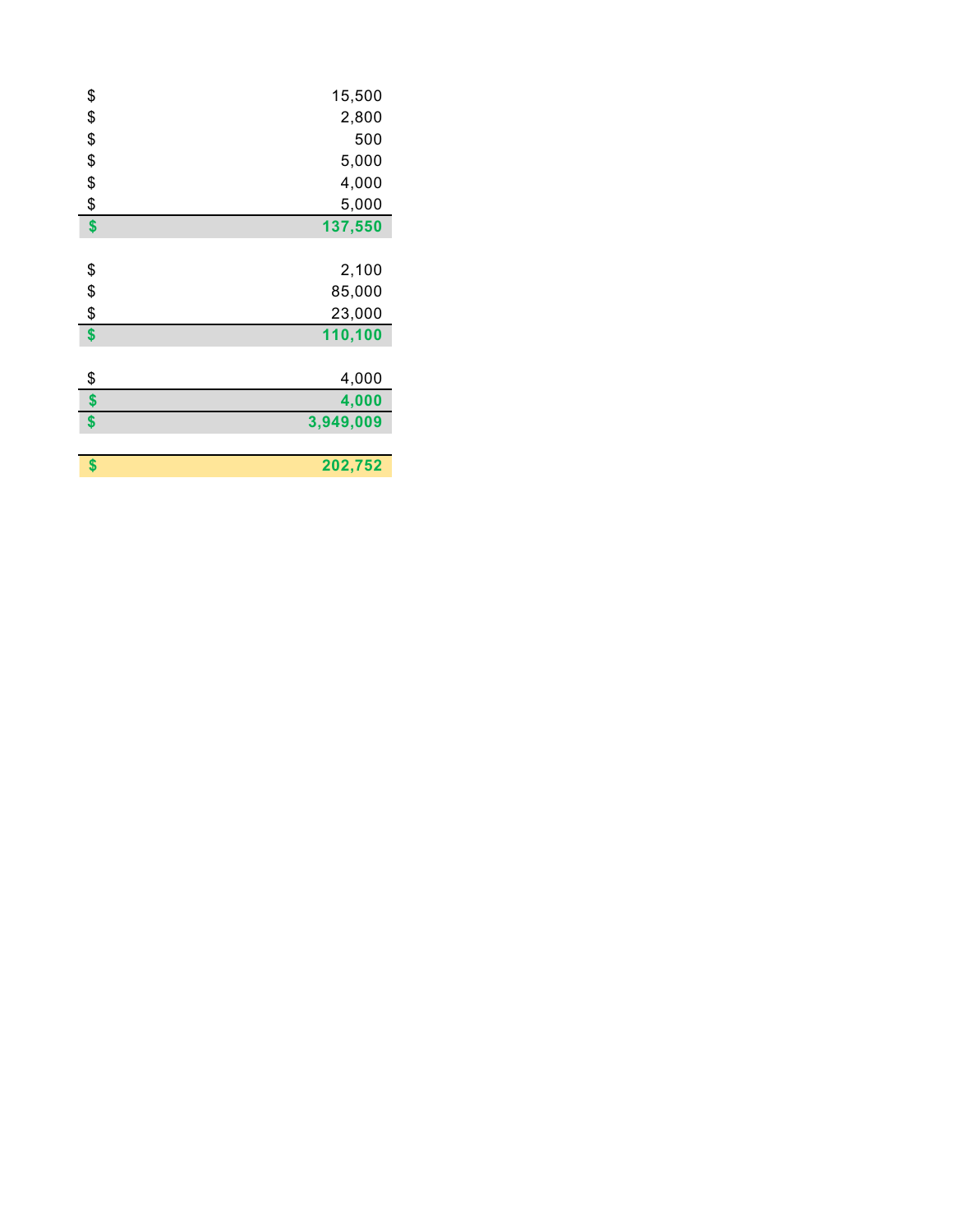| | |
|---|---|
| $ | 15,500 |
| $ | 2,800 |
| $ | 500 |
| $ | 5,000 |
| $ | 4,000 |
| $ | 5,000 |
| **$** | **137,550** |
| | |
| $ | 2,100 |
| $ | 85,000 |
| $ | 23,000 |
| **$** | **110,100** |
| | |
| $ | 4,000 |
| **$** | **4,000** |
| **$** | **3,949,009** |
| | |
| **$** | **202,752** |